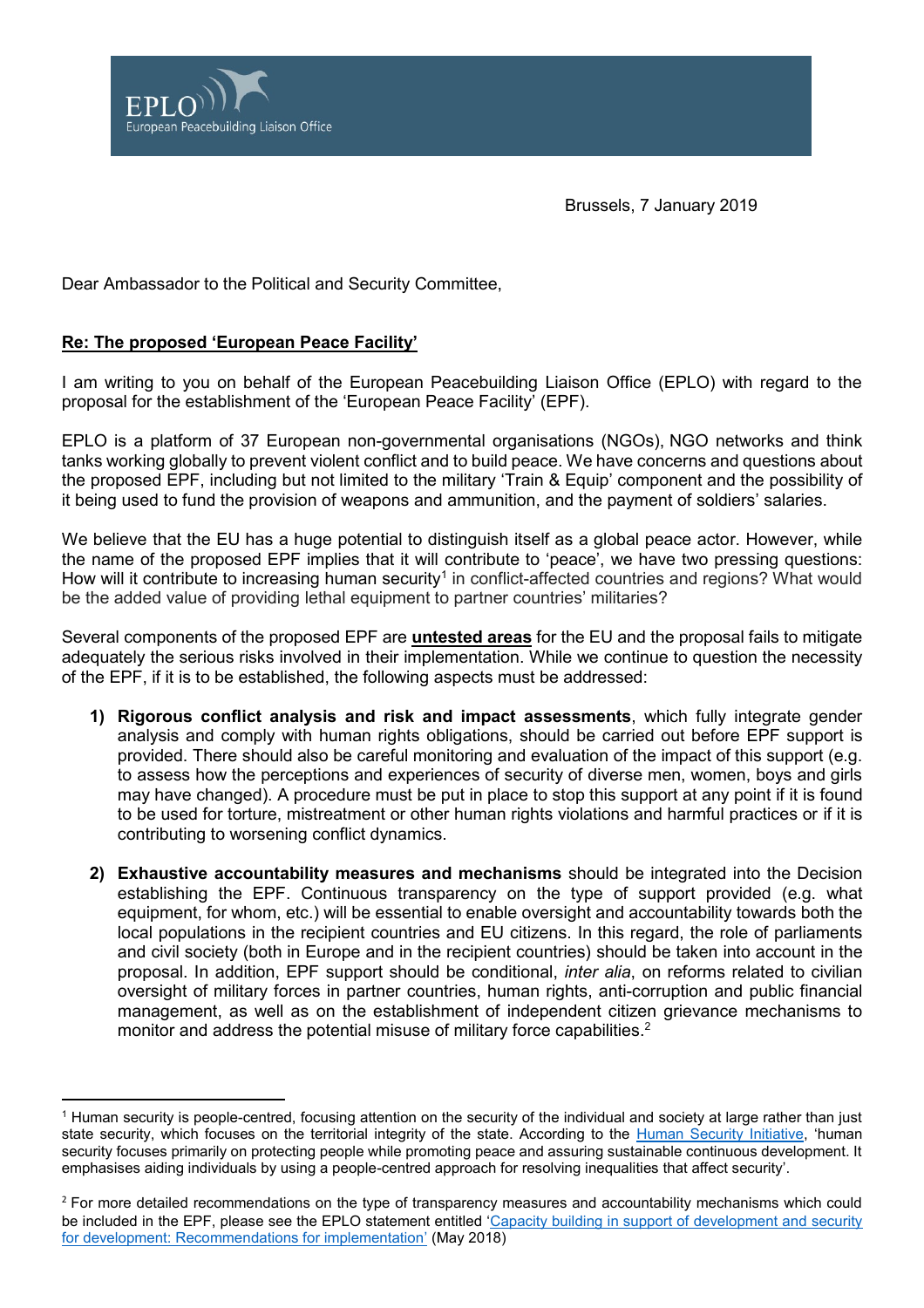EPLO
European Peacebuilding Liaison Office

Brussels, 7 January 2019

Dear Ambassador to the Political and Security Committee,

**Re: The proposed 'European Peace Facility'**

I am writing to you on behalf of the European Peacebuilding Liaison Office (EPLO) with regard to the proposal for the establishment of the 'European Peace Facility' (EPF).

EPLO is a platform of 37 European non-governmental organisations (NGOs), NGO networks and think tanks working globally to prevent violent conflict and to build peace. We have concerns and questions about the proposed EPF, including but not limited to the military 'Train & Equip' component and the possibility of it being used to fund the provision of weapons and ammunition, and the payment of soldiers' salaries.

We believe that the EU has a huge potential to distinguish itself as a global peace actor. However, while the name of the proposed EPF implies that it will contribute to 'peace', we have two pressing questions: How will it contribute to increasing human security[1] in conflict-affected countries and regions? What would be the added value of providing lethal equipment to partner countries' militaries?

Several components of the proposed EPF are **untested areas** for the EU and the proposal fails to mitigate adequately the serious risks involved in their implementation. While we continue to question the necessity of the EPF, if it is to be established, the following aspects must be addressed:

1) **Rigorous conflict analysis and risk and impact assessments**, which fully integrate gender analysis and comply with human rights obligations, should be carried out before EPF support is provided. There should also be careful monitoring and evaluation of the impact of this support (e.g. to assess how the perceptions and experiences of security of diverse men, women, boys and girls may have changed). A procedure must be put in place to stop this support at any point if it is found to be used for torture, mistreatment or other human rights violations and harmful practices or if it is contributing to worsening conflict dynamics.

2) **Exhaustive accountability measures and mechanisms** should be integrated into the Decision establishing the EPF. Continuous transparency on the type of support provided (e.g. what equipment, for whom, etc.) will be essential to enable oversight and accountability towards both the local populations in the recipient countries and EU citizens. In this regard, the role of parliaments and civil society (both in Europe and in the recipient countries) should be taken into account in the proposal. In addition, EPF support should be conditional, *inter alia*, on reforms related to civilian oversight of military forces in partner countries, human rights, anti-corruption and public financial management, as well as on the establishment of independent citizen grievance mechanisms to monitor and address the potential misuse of military force capabilities.[2]

---

[1] Human security is people-centred, focusing attention on the security of the individual and society at large rather than just state security, which focuses on the territorial integrity of the state. According to the Human Security Initiative, 'human security focuses primarily on protecting people while promoting peace and assuring sustainable continuous development. It emphasises aiding individuals by using a people-centred approach for resolving inequalities that affect security'.

[2] For more detailed recommendations on the type of transparency measures and accountability mechanisms which could be included in the EPF, please see the EPLO statement entitled 'Capacity building in support of development and security for development: Recommendations for implementation' (May 2018)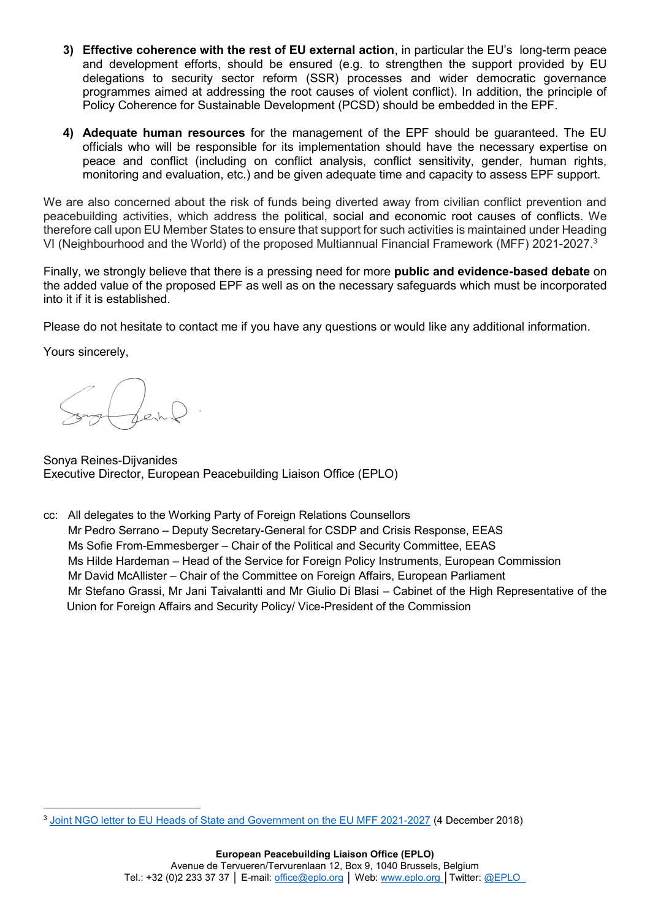3) **Effective coherence with the rest of EU external action**, in particular the EU's long-term peace and development efforts, should be ensured (e.g. to strengthen the support provided by EU delegations to security sector reform (SSR) processes and wider democratic governance programmes aimed at addressing the root causes of violent conflict). In addition, the principle of Policy Coherence for Sustainable Development (PCSD) should be embedded in the EPF.

4) **Adequate human resources** for the management of the EPF should be guaranteed. The EU officials who will be responsible for its implementation should have the necessary expertise on peace and conflict (including on conflict analysis, conflict sensitivity, gender, human rights, monitoring and evaluation, etc.) and be given adequate time and capacity to assess EPF support.

We are also concerned about the risk of funds being diverted away from civilian conflict prevention and peacebuilding activities, which address the political, social and economic root causes of conflicts. We therefore call upon EU Member States to ensure that support for such activities is maintained under Heading VI (Neighbourhood and the World) of the proposed Multiannual Financial Framework (MFF) 2021-2027.[3]

Finally, we strongly believe that there is a pressing need for more **public and evidence-based debate** on the added value of the proposed EPF as well as on the necessary safeguards which must be incorporated into it if it is established.

Please do not hesitate to contact me if you have any questions or would like any additional information.

Yours sincerely,

Sonya Reines-Djivanides
Executive Director, European Peacebuilding Liaison Office (EPLO)

cc: All delegates to the Working Party of Foreign Relations Counsellors
Mr Pedro Serrano – Deputy Secretary-General for CSDP and Crisis Response, EEAS
Ms Sofie From-Emmesberger – Chair of the Political and Security Committee, EEAS
Ms Hilde Hardeman – Head of the Service for Foreign Policy Instruments, European Commission
Mr David McAllister – Chair of the Committee on Foreign Affairs, European Parliament
Mr Stefano Grassi, Mr Jani Taivalantti and Mr Giulio Di Blasi – Cabinet of the High Representative of the Union for Foreign Affairs and Security Policy/ Vice-President of the Commission

[3] Joint NGO letter to EU Heads of State and Government on the EU MFF 2021-2027 (4 December 2018)

**European Peacebuilding Liaison Office (EPLO)**
Avenue de Tervueren/Tervurenlaan 12, Box 9, 1040 Brussels, Belgium
Tel.: +32 (0)2 233 37 37 │ E-mail: office@eplo.org │ Web: www.eplo.org │ Twitter: @EPLO